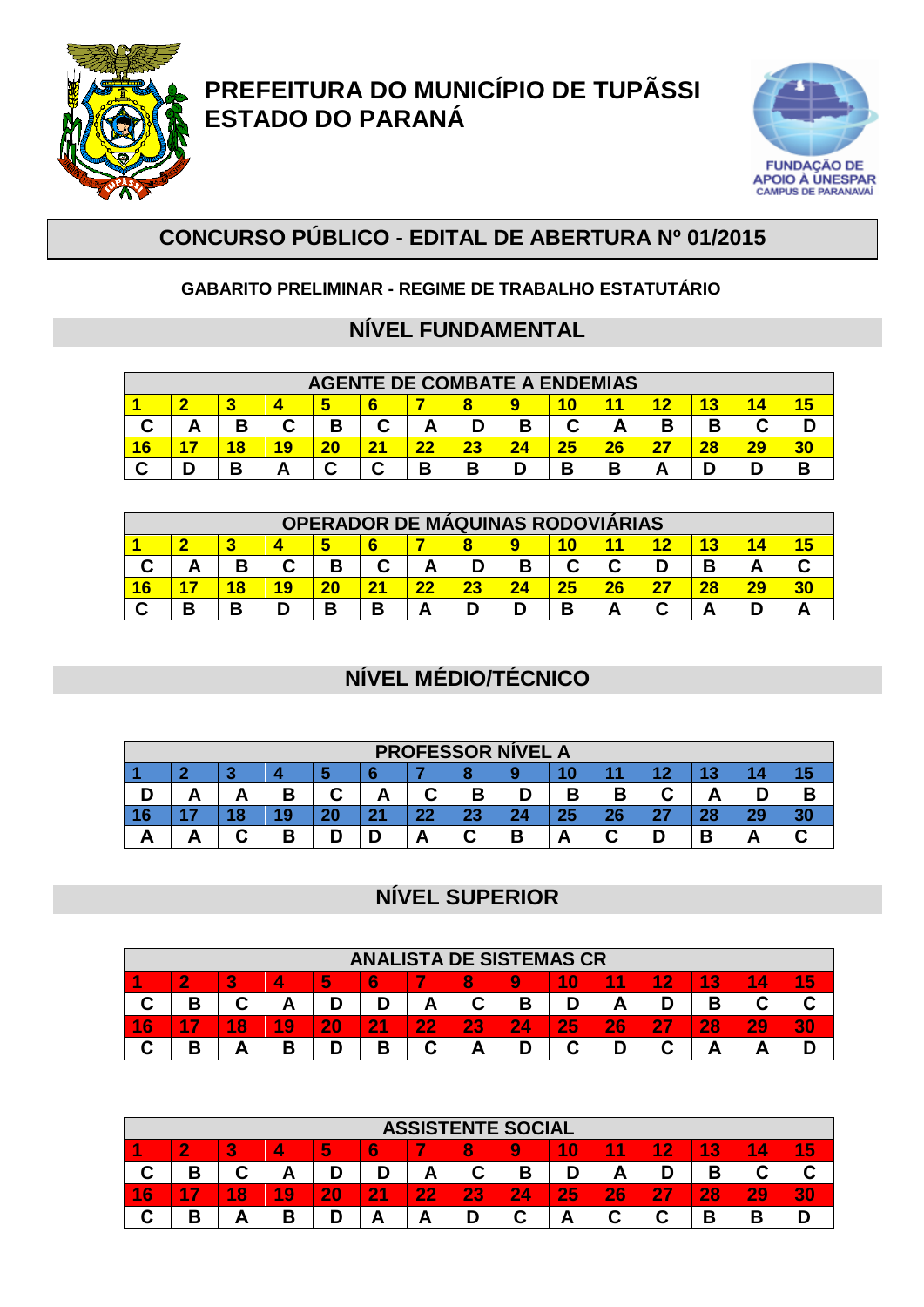# PREFEITURA DO MUNICÍPIO DE TUPÃSSI
# ESTADO DO PARANÁ

FUNDAÇÃO DE APOIO À UNESPAR
CAMPUS DE PARANAVAÍ

## CONCURSO PÚBLICO - EDITAL DE ABERTURA Nº 01/2015

**GABARITO PRELIMINAR - REGIME DE TRABALHO ESTATUTÁRIO**

## NÍVEL FUNDAMENTAL

**AGENTE DE COMBATE A ENDEMIAS**

| 1 | 2 | 3 | 4 | 5 | 6 | 7 | 8 | 9 | 10 | 11 | 12 | 13 | 14 | 15 |
|---|---|---|---|---|---|---|---|---|---|---|---|---|---|---|
| C | A | B | C | B | C | A | D | B | C | A | B | B | C | D |
| **16** | **17** | **18** | **19** | **20** | **21** | **22** | **23** | **24** | **25** | **26** | **27** | **28** | **29** | **30** |
| C | D | B | A | C | C | B | B | D | B | B | A | D | D | B |

**OPERADOR DE MÁQUINAS RODOVIÁRIAS**

| 1 | 2 | 3 | 4 | 5 | 6 | 7 | 8 | 9 | 10 | 11 | 12 | 13 | 14 | 15 |
|---|---|---|---|---|---|---|---|---|---|---|---|---|---|---|
| C | A | B | C | B | C | A | D | B | C | C | D | B | A | C |
| **16** | **17** | **18** | **19** | **20** | **21** | **22** | **23** | **24** | **25** | **26** | **27** | **28** | **29** | **30** |
| C | B | B | D | B | B | A | D | D | B | A | C | A | D | A |

## NÍVEL MÉDIO/TÉCNICO

**PROFESSOR NÍVEL A**

| 1 | 2 | 3 | 4 | 5 | 6 | 7 | 8 | 9 | 10 | 11 | 12 | 13 | 14 | 15 |
|---|---|---|---|---|---|---|---|---|---|---|---|---|---|---|
| D | A | A | B | C | A | C | B | D | B | B | C | A | D | B |
| **16** | **17** | **18** | **19** | **20** | **21** | **22** | **23** | **24** | **25** | **26** | **27** | **28** | **29** | **30** |
| A | A | C | B | D | D | A | C | B | A | C | D | B | A | C |

## NÍVEL SUPERIOR

**ANALISTA DE SISTEMAS CR**

| 1 | 2 | 3 | 4 | 5 | 6 | 7 | 8 | 9 | 10 | 11 | 12 | 13 | 14 | 15 |
|---|---|---|---|---|---|---|---|---|---|---|---|---|---|---|
| C | B | C | A | D | D | A | C | B | D | A | D | B | C | C |
| **16** | **17** | **18** | **19** | **20** | **21** | **22** | **23** | **24** | **25** | **26** | **27** | **28** | **29** | **30** |
| C | B | A | B | D | B | C | A | D | C | D | C | A | A | D |

**ASSISTENTE SOCIAL**

| 1 | 2 | 3 | 4 | 5 | 6 | 7 | 8 | 9 | 10 | 11 | 12 | 13 | 14 | 15 |
|---|---|---|---|---|---|---|---|---|---|---|---|---|---|---|
| C | B | C | A | D | D | A | C | B | D | A | D | B | C | C |
| **16** | **17** | **18** | **19** | **20** | **21** | **22** | **23** | **24** | **25** | **26** | **27** | **28** | **29** | **30** |
| C | B | A | B | D | A | A | D | C | A | C | C | B | B | D |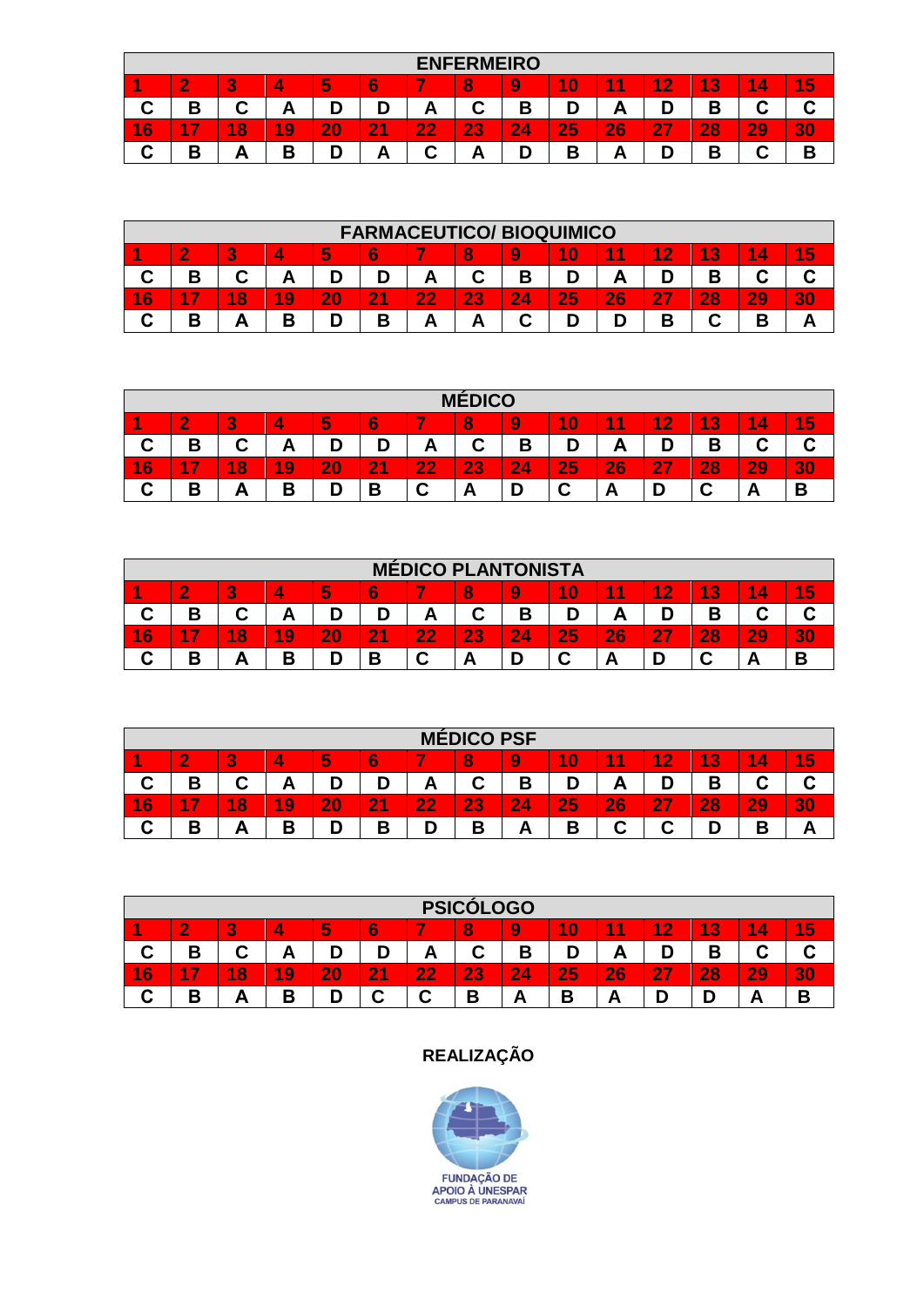| ENFERMEIRO | | | | | | | | | | | | | | |
|---|---|---|---|---|---|---|---|---|---|---|---|---|---|---|
| 1 | 2 | 3 | 4 | 5 | 6 | 7 | 8 | 9 | 10 | 11 | 12 | 13 | 14 | 15 |
| C | B | C | A | D | D | A | C | B | D | A | D | B | C | C |
| 16 | 17 | 18 | 19 | 20 | 21 | 22 | 23 | 24 | 25 | 26 | 27 | 28 | 29 | 30 |
| C | B | A | B | D | A | C | A | D | B | A | D | B | C | B |

| FARMACEUTICO/ BIOQUIMICO | | | | | | | | | | | | | | |
|---|---|---|---|---|---|---|---|---|---|---|---|---|---|---|
| 1 | 2 | 3 | 4 | 5 | 6 | 7 | 8 | 9 | 10 | 11 | 12 | 13 | 14 | 15 |
| C | B | C | A | D | D | A | C | B | D | A | D | B | C | C |
| 16 | 17 | 18 | 19 | 20 | 21 | 22 | 23 | 24 | 25 | 26 | 27 | 28 | 29 | 30 |
| C | B | A | B | D | B | A | A | C | D | D | B | C | B | A |

| MÉDICO | | | | | | | | | | | | | | |
|---|---|---|---|---|---|---|---|---|---|---|---|---|---|---|
| 1 | 2 | 3 | 4 | 5 | 6 | 7 | 8 | 9 | 10 | 11 | 12 | 13 | 14 | 15 |
| C | B | C | A | D | D | A | C | B | D | A | D | B | C | C |
| 16 | 17 | 18 | 19 | 20 | 21 | 22 | 23 | 24 | 25 | 26 | 27 | 28 | 29 | 30 |
| C | B | A | B | D | B | C | A | D | C | A | D | C | A | B |

| MÉDICO PLANTONISTA | | | | | | | | | | | | | | |
|---|---|---|---|---|---|---|---|---|---|---|---|---|---|---|
| 1 | 2 | 3 | 4 | 5 | 6 | 7 | 8 | 9 | 10 | 11 | 12 | 13 | 14 | 15 |
| C | B | C | A | D | D | A | C | B | D | A | D | B | C | C |
| 16 | 17 | 18 | 19 | 20 | 21 | 22 | 23 | 24 | 25 | 26 | 27 | 28 | 29 | 30 |
| C | B | A | B | D | B | C | A | D | C | A | D | C | A | B |

| MÉDICO PSF | | | | | | | | | | | | | | |
|---|---|---|---|---|---|---|---|---|---|---|---|---|---|---|
| 1 | 2 | 3 | 4 | 5 | 6 | 7 | 8 | 9 | 10 | 11 | 12 | 13 | 14 | 15 |
| C | B | C | A | D | D | A | C | B | D | A | D | B | C | C |
| 16 | 17 | 18 | 19 | 20 | 21 | 22 | 23 | 24 | 25 | 26 | 27 | 28 | 29 | 30 |
| C | B | A | B | D | B | D | B | A | B | C | C | D | B | A |

| PSICÓLOGO | | | | | | | | | | | | | | |
|---|---|---|---|---|---|---|---|---|---|---|---|---|---|---|
| 1 | 2 | 3 | 4 | 5 | 6 | 7 | 8 | 9 | 10 | 11 | 12 | 13 | 14 | 15 |
| C | B | C | A | D | D | A | C | B | D | A | D | B | C | C |
| 16 | 17 | 18 | 19 | 20 | 21 | 22 | 23 | 24 | 25 | 26 | 27 | 28 | 29 | 30 |
| C | B | A | B | D | C | C | B | A | B | A | D | D | A | B |

**REALIZAÇÃO**

FUNDAÇÃO DE APOIO À UNESPAR
CAMPUS DE PARANAVAÍ